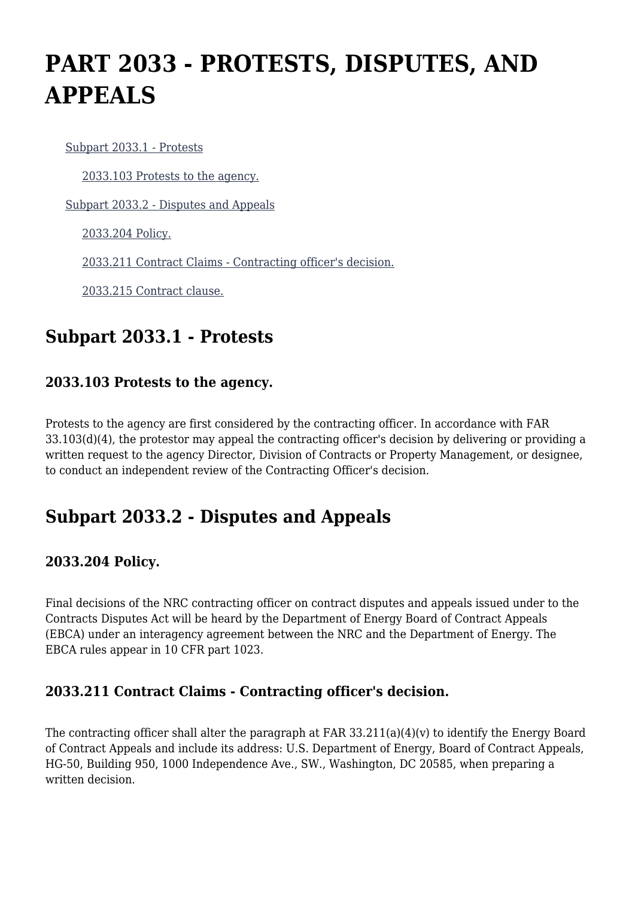# PART 2033 - PROTESTS, DISPUTES, AND APPEALS

- Subpart 2033.1 - Protests
  - 2033.103 Protests to the agency.
- Subpart 2033.2 - Disputes and Appeals
  - 2033.204 Policy.
  - 2033.211 Contract Claims - Contracting officer's decision.
  - 2033.215 Contract clause.

## Subpart 2033.1 - Protests

### 2033.103 Protests to the agency.

Protests to the agency are first considered by the contracting officer. In accordance with FAR 33.103(d)(4), the protestor may appeal the contracting officer's decision by delivering or providing a written request to the agency Director, Division of Contracts or Property Management, or designee, to conduct an independent review of the Contracting Officer's decision.

## Subpart 2033.2 - Disputes and Appeals

### 2033.204 Policy.

Final decisions of the NRC contracting officer on contract disputes and appeals issued under to the Contracts Disputes Act will be heard by the Department of Energy Board of Contract Appeals (EBCA) under an interagency agreement between the NRC and the Department of Energy. The EBCA rules appear in 10 CFR part 1023.

### 2033.211 Contract Claims - Contracting officer's decision.

The contracting officer shall alter the paragraph at FAR 33.211(a)(4)(v) to identify the Energy Board of Contract Appeals and include its address: U.S. Department of Energy, Board of Contract Appeals, HG-50, Building 950, 1000 Independence Ave., SW., Washington, DC 20585, when preparing a written decision.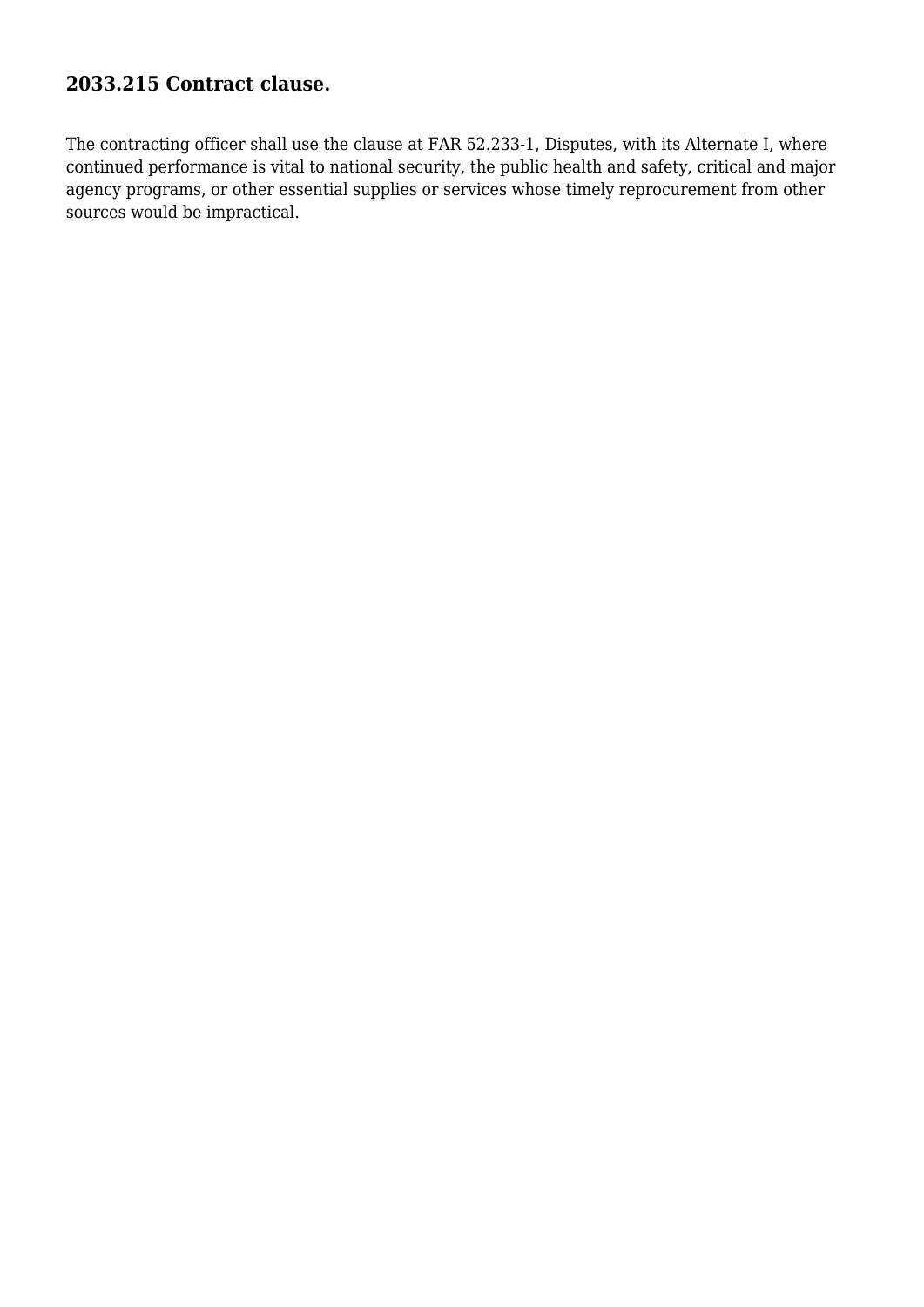### 2033.215 Contract clause.

The contracting officer shall use the clause at FAR 52.233-1, Disputes, with its Alternate I, where continued performance is vital to national security, the public health and safety, critical and major agency programs, or other essential supplies or services whose timely reprocurement from other sources would be impractical.